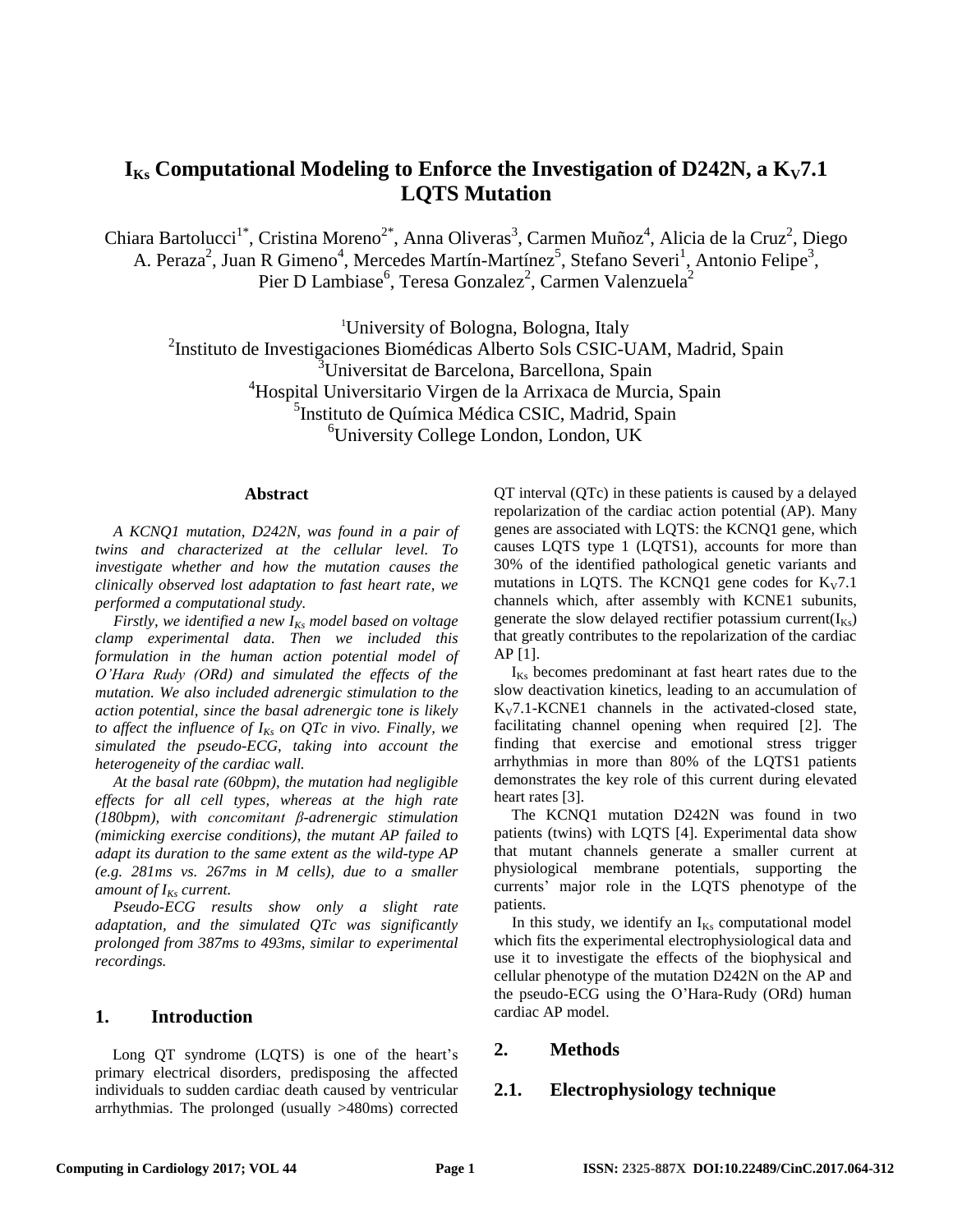# $I_{Ks}$ Computational Modeling to Enforce the Investigation of D242N, a $K_V7.1$ LQTS Mutation

Chiara Bartolucci[1*], Cristina Moreno[2*], Anna Oliveras[3], Carmen Muñoz[4], Alicia de la Cruz[2], Diego A. Peraza[2], Juan R Gimeno[4], Mercedes Martín-Martínez[5], Stefano Severi[1], Antonio Felipe[3], Pier D Lambiase[6], Teresa Gonzalez[2], Carmen Valenzuela[2]

[1]University of Bologna, Bologna, Italy
[2]Instituto de Investigaciones Biomédicas Alberto Sols CSIC-UAM, Madrid, Spain
[3]Universitat de Barcelona, Barcellona, Spain
[4]Hospital Universitario Virgen de la Arrixaca de Murcia, Spain
[5]Instituto de Química Médica CSIC, Madrid, Spain
[6]University College London, London, UK

## Abstract

*A KCNQ1 mutation, D242N, was found in a pair of twins and characterized at the cellular level. To investigate whether and how the mutation causes the clinically observed lost adaptation to fast heart rate, we performed a computational study.*

*Firstly, we identified a new $I_{Ks}$ model based on voltage clamp experimental data. Then we included this formulation in the human action potential model of O'Hara Rudy (ORd) and simulated the effects of the mutation. We also included adrenergic stimulation to the action potential, since the basal adrenergic tone is likely to affect the influence of $I_{Ks}$ on QTc in vivo. Finally, we simulated the pseudo-ECG, taking into account the heterogeneity of the cardiac wall.*

*At the basal rate (60bpm), the mutation had negligible effects for all cell types, whereas at the high rate (180bpm), with concomitant β-adrenergic stimulation (mimicking exercise conditions), the mutant AP failed to adapt its duration to the same extent as the wild-type AP (e.g. 281ms vs. 267ms in M cells), due to a smaller amount of $I_{Ks}$ current.*

*Pseudo-ECG results show only a slight rate adaptation, and the simulated QTc was significantly prolonged from 387ms to 493ms, similar to experimental recordings.*

## 1. Introduction

Long QT syndrome (LQTS) is one of the heart's primary electrical disorders, predisposing the affected individuals to sudden cardiac death caused by ventricular arrhythmias. The prolonged (usually >480ms) corrected QT interval (QTc) in these patients is caused by a delayed repolarization of the cardiac action potential (AP). Many genes are associated with LQTS: the KCNQ1 gene, which causes LQTS type 1 (LQTS1), accounts for more than 30% of the identified pathological genetic variants and mutations in LQTS. The KCNQ1 gene codes for $K_V7.1$ channels which, after assembly with KCNE1 subunits, generate the slow delayed rectifier potassium current($I_{Ks}$) that greatly contributes to the repolarization of the cardiac AP [1].

$I_{Ks}$ becomes predominant at fast heart rates due to the slow deactivation kinetics, leading to an accumulation of $K_V7.1$-KCNE1 channels in the activated-closed state, facilitating channel opening when required [2]. The finding that exercise and emotional stress trigger arrhythmias in more than 80% of the LQTS1 patients demonstrates the key role of this current during elevated heart rates [3].

The KCNQ1 mutation D242N was found in two patients (twins) with LQTS [4]. Experimental data show that mutant channels generate a smaller current at physiological membrane potentials, supporting the currents' major role in the LQTS phenotype of the patients.

In this study, we identify an $I_{Ks}$ computational model which fits the experimental electrophysiological data and use it to investigate the effects of the biophysical and cellular phenotype of the mutation D242N on the AP and the pseudo-ECG using the O'Hara-Rudy (ORd) human cardiac AP model.

## 2. Methods

## 2.1. Electrophysiology technique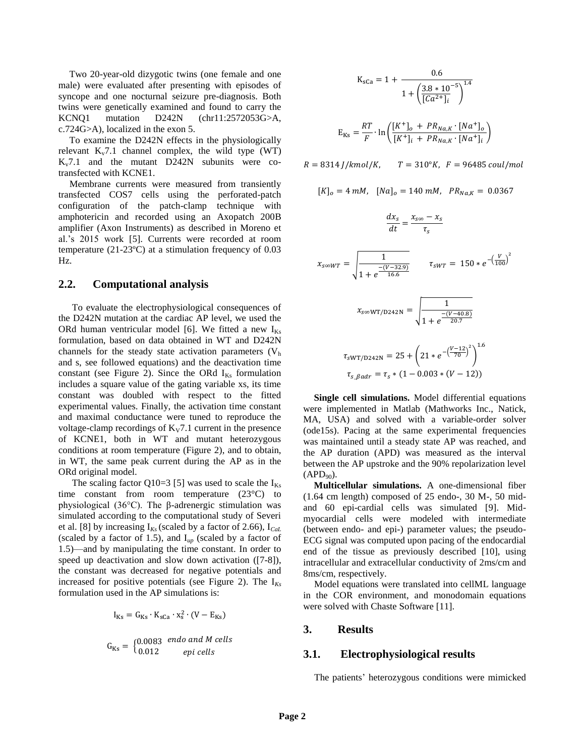Two 20-year-old dizygotic twins (one female and one male) were evaluated after presenting with episodes of syncope and one nocturnal seizure pre-diagnosis. Both twins were genetically examined and found to carry the KCNQ1 mutation D242N (chr11:2572053G>A, c.724G>A), localized in the exon 5.

To examine the D242N effects in the physiologically relevant $K_v7.1$ channel complex, the wild type (WT) $K_v7.1$ and the mutant D242N subunits were co-transfected with KCNE1.

Membrane currents were measured from transiently transfected COS7 cells using the perforated-patch configuration of the patch-clamp technique with amphotericin and recorded using an Axopatch 200B amplifier (Axon Instruments) as described in Moreno et al.'s 2015 work [5]. Currents were recorded at room temperature (21-23ºC) at a stimulation frequency of 0.03 Hz.

## 2.2. Computational analysis

To evaluate the electrophysiological consequences of the D242N mutation at the cardiac AP level, we used the ORd human ventricular model [6]. We fitted a new $I_{Ks}$ formulation, based on data obtained in WT and D242N channels for the steady state activation parameters ($V_h$ and s, see followed equations) and the deactivation time constant (see Figure 2). Since the ORd $I_{Ks}$ formulation includes a square value of the gating variable xs, its time constant was doubled with respect to the fitted experimental values. Finally, the activation time constant and maximal conductance were tuned to reproduce the voltage-clamp recordings of $K_V7.1$ current in the presence of KCNE1, both in WT and mutant heterozygous conditions at room temperature (Figure 2), and to obtain, in WT, the same peak current during the AP as in the ORd original model.

The scaling factor Q10=3 [5] was used to scale the $I_{Ks}$ time constant from room temperature (23°C) to physiological (36°C). The β-adrenergic stimulation was simulated according to the computational study of Severi et al. [8] by increasing $I_{Ks}$ (scaled by a factor of 2.66), $I_{CaL}$ (scaled by a factor of 1.5), and $I_{up}$ (scaled by a factor of 1.5)—and by manipulating the time constant. In order to speed up deactivation and slow down activation ([7-8]), the constant was decreased for negative potentials and increased for positive potentials (see Figure 2). The $I_{Ks}$ formulation used in the AP simulations is:

$$I_{Ks} = G_{Ks} \cdot K_{sCa} \cdot x_s^2 \cdot (V - E_{Ks})$$

$$G_{Ks} = \begin{cases} 0.0083 & \text{endo and M cells} \\ 0.012 & \text{epi cells} \end{cases}$$

$$K_{sCa} = 1 + \frac{0.6}{1 + \left(\frac{3.8 * 10^{-5}}{[Ca^{2+}]_i}\right)^{1.4}}$$

$$E_{Ks} = \frac{RT}{F} \cdot \ln\left(\frac{[K^+]_o + PR_{Na,K} \cdot [Na^+]_o}{[K^+]_i + PR_{Na,K} \cdot [Na^+]_i}\right)$$

$$R = 8314\ J/kmol/K, \quad T = 310°K, \quad F = 96485\ coul/mol$$

$$[K]_o = 4\ mM, \quad [Na]_o = 140\ mM, \quad PR_{Na,K} = 0.0367$$

$$\frac{dx_s}{dt} = \frac{x_{s\infty} - x_s}{\tau_s}$$

$$x_{s\infty WT} = \sqrt{\frac{1}{1 + e^{\frac{-(V-32.9)}{16.6}}}} \qquad \tau_{sWT} = 150 * e^{-\left(\frac{V}{100}\right)^2}$$

$$x_{s\infty WT/D242N} = \sqrt{\frac{1}{1 + e^{\frac{-(V-40.8)}{20.7}}}}$$

$$\tau_{sWT/D242N} = 25 + \left(21 * e^{-\left(\frac{V-12}{70}\right)^2}\right)^{1.6}$$

$$\tau_{s\_\beta adr} = \tau_s * (1 - 0.003 * (V - 12))$$

**Single cell simulations.** Model differential equations were implemented in Matlab (Mathworks Inc., Natick, MA, USA) and solved with a variable-order solver (ode15s). Pacing at the same experimental frequencies was maintained until a steady state AP was reached, and the AP duration (APD) was measured as the interval between the AP upstroke and the 90% repolarization level ($APD_{90}$).

**Multicellular simulations.** A one-dimensional fiber (1.64 cm length) composed of 25 endo-, 30 M-, 50 mid- and 60 epi-cardial cells was simulated [9]. Mid-myocardial cells were modeled with intermediate (between endo- and epi-) parameter values; the pseudo-ECG signal was computed upon pacing of the endocardial end of the tissue as previously described [10], using intracellular and extracellular conductivity of 2ms/cm and 8ms/cm, respectively.

Model equations were translated into cellML language in the COR environment, and monodomain equations were solved with Chaste Software [11].

# 3. Results

## 3.1. Electrophysiological results

The patients' heterozygous conditions were mimicked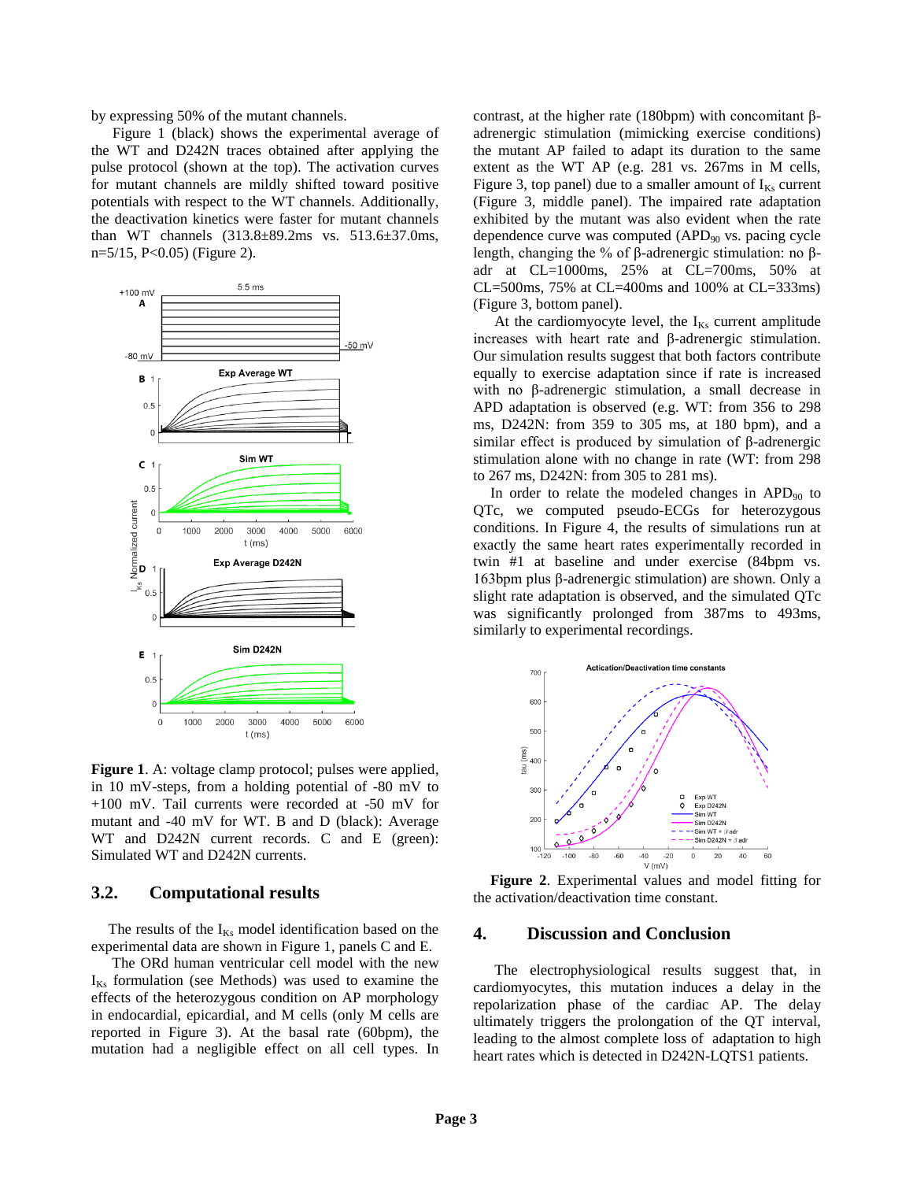by expressing 50% of the mutant channels.

Figure 1 (black) shows the experimental average of the WT and D242N traces obtained after applying the pulse protocol (shown at the top). The activation curves for mutant channels are mildly shifted toward positive potentials with respect to the WT channels. Additionally, the deactivation kinetics were faster for mutant channels than WT channels (313.8±89.2ms vs. 513.6±37.0ms, n=5/15, P<0.05) (Figure 2).

**Figure 1**. A: voltage clamp protocol; pulses were applied, in 10 mV-steps, from a holding potential of -80 mV to +100 mV. Tail currents were recorded at -50 mV for mutant and -40 mV for WT. B and D (black): Average WT and D242N current records. C and E (green): Simulated WT and D242N currents.

## 3.2. Computational results

The results of the $I_{Ks}$ model identification based on the experimental data are shown in Figure 1, panels C and E.

The ORd human ventricular cell model with the new $I_{Ks}$ formulation (see Methods) was used to examine the effects of the heterozygous condition on AP morphology in endocardial, epicardial, and M cells (only M cells are reported in Figure 3). At the basal rate (60bpm), the mutation had a negligible effect on all cell types. In contrast, at the higher rate (180bpm) with concomitant β-adrenergic stimulation (mimicking exercise conditions) the mutant AP failed to adapt its duration to the same extent as the WT AP (e.g. 281 vs. 267ms in M cells, Figure 3, top panel) due to a smaller amount of $I_{Ks}$ current (Figure 3, middle panel). The impaired rate adaptation exhibited by the mutant was also evident when the rate dependence curve was computed ($APD_{90}$ vs. pacing cycle length, changing the % of β-adrenergic stimulation: no β-adr at CL=1000ms, 25% at CL=700ms, 50% at CL=500ms, 75% at CL=400ms and 100% at CL=333ms) (Figure 3, bottom panel).

At the cardiomyocyte level, the $I_{Ks}$ current amplitude increases with heart rate and β-adrenergic stimulation. Our simulation results suggest that both factors contribute equally to exercise adaptation since if rate is increased with no β-adrenergic stimulation, a small decrease in APD adaptation is observed (e.g. WT: from 356 to 298 ms, D242N: from 359 to 305 ms, at 180 bpm), and a similar effect is produced by simulation of β-adrenergic stimulation alone with no change in rate (WT: from 298 to 267 ms, D242N: from 305 to 281 ms).

In order to relate the modeled changes in $APD_{90}$ to QTc, we computed pseudo-ECGs for heterozygous conditions. In Figure 4, the results of simulations run at exactly the same heart rates experimentally recorded in twin #1 at baseline and under exercise (84bpm vs. 163bpm plus β-adrenergic stimulation) are shown. Only a slight rate adaptation is observed, and the simulated QTc was significantly prolonged from 387ms to 493ms, similarly to experimental recordings.

**Figure 2**. Experimental values and model fitting for the activation/deactivation time constant.

## 4. Discussion and Conclusion

The electrophysiological results suggest that, in cardiomyocytes, this mutation induces a delay in the repolarization phase of the cardiac AP. The delay ultimately triggers the prolongation of the QT interval, leading to the almost complete loss of adaptation to high heart rates which is detected in D242N-LQTS1 patients.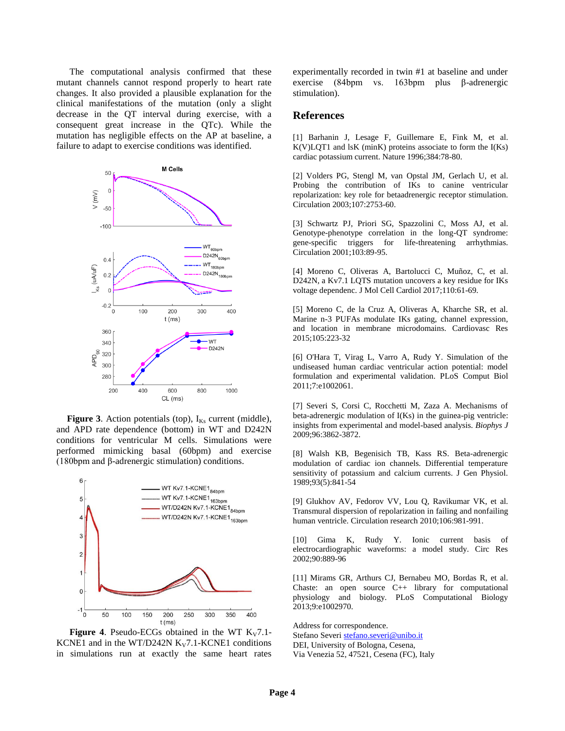The computational analysis confirmed that these mutant channels cannot respond properly to heart rate changes. It also provided a plausible explanation for the clinical manifestations of the mutation (only a slight decrease in the QT interval during exercise, with a consequent great increase in the QTc). While the mutation has negligible effects on the AP at baseline, a failure to adapt to exercise conditions was identified.

M Cells

V (mV)

50
0
-50
-100

$I_{Ks}$ (uA/uF)

0.4
0.2
0
-0.2

$WT_{60bpm}$
$D242N_{60bpm}$
$WT_{180bpm}$
$D242N_{180bpm}$

0 100 200 300 400
t (ms)

$APD_{90}$

360
340
320
300
280

WT
D242N

200 400 600 800 1000
CL (ms)

**Figure 3**. Action potentials (top), $I_{Ks}$ current (middle), and APD rate dependence (bottom) in WT and D242N conditions for ventricular M cells. Simulations were performed mimicking basal (60bpm) and exercise (180bpm and β-adrenergic stimulation) conditions.

6
5
4
3
2
1
0
-1

WT Kv7.1-KCNE1$_{84bpm}$
WT Kv7.1-KCNE1$_{163bpm}$
WT/D242N Kv7.1-KCNE1$_{84bpm}$
WT/D242N Kv7.1-KCNE1$_{163bpm}$

0 50 100 150 200 250 300 350 400
t (ms)

**Figure 4**. Pseudo-ECGs obtained in the WT $K_V7.1$-KCNE1 and in the WT/D242N $K_V7.1$-KCNE1 conditions in simulations run at exactly the same heart rates experimentally recorded in twin #1 at baseline and under exercise (84bpm vs. 163bpm plus β-adrenergic stimulation).

## References

[1] Barhanin J, Lesage F, Guillemare E, Fink M, et al. K(V)LQT1 and lsK (minK) proteins associate to form the I(Ks) cardiac potassium current. Nature 1996;384:78-80.

[2] Volders PG, Stengl M, van Opstal JM, Gerlach U, et al. Probing the contribution of IKs to canine ventricular repolarization: key role for betaadrenergic receptor stimulation. Circulation 2003;107:2753-60.

[3] Schwartz PJ, Priori SG, Spazzolini C, Moss AJ, et al. Genotype-phenotype correlation in the long-QT syndrome: gene-specific triggers for life-threatening arrhythmias. Circulation 2001;103:89-95.

[4] Moreno C, Oliveras A, Bartolucci C, Muñoz, C, et al. D242N, a Kv7.1 LQTS mutation uncovers a key residue for IKs voltage dependenc. J Mol Cell Cardiol 2017;110:61-69.

[5] Moreno C, de la Cruz A, Oliveras A, Kharche SR, et al. Marine n-3 PUFAs modulate IKs gating, channel expression, and location in membrane microdomains. Cardiovasc Res 2015;105:223-32

[6] O'Hara T, Virag L, Varro A, Rudy Y. Simulation of the undiseased human cardiac ventricular action potential: model formulation and experimental validation. PLoS Comput Biol 2011;7:e1002061.

[7] Severi S, Corsi C, Rocchetti M, Zaza A. Mechanisms of beta-adrenergic modulation of I(Ks) in the guinea-pig ventricle: insights from experimental and model-based analysis. *Biophys J* 2009;96:3862-3872.

[8] Walsh KB, Begenisich TB, Kass RS. Beta-adrenergic modulation of cardiac ion channels. Differential temperature sensitivity of potassium and calcium currents. J Gen Physiol. 1989;93(5):841-54

[9] Glukhov AV, Fedorov VV, Lou Q, Ravikumar VK, et al. Transmural dispersion of repolarization in failing and nonfailing human ventricle. Circulation research 2010;106:981-991.

[10] Gima K, Rudy Y. Ionic current basis of electrocardiographic waveforms: a model study. Circ Res 2002;90:889-96

[11] Mirams GR, Arthurs CJ, Bernabeu MO, Bordas R, et al. Chaste: an open source C++ library for computational physiology and biology. PLoS Computational Biology 2013;9:e1002970.

Address for correspondence.
Stefano Severi stefano.severi@unibo.it
DEI, University of Bologna, Cesena,
Via Venezia 52, 47521, Cesena (FC), Italy